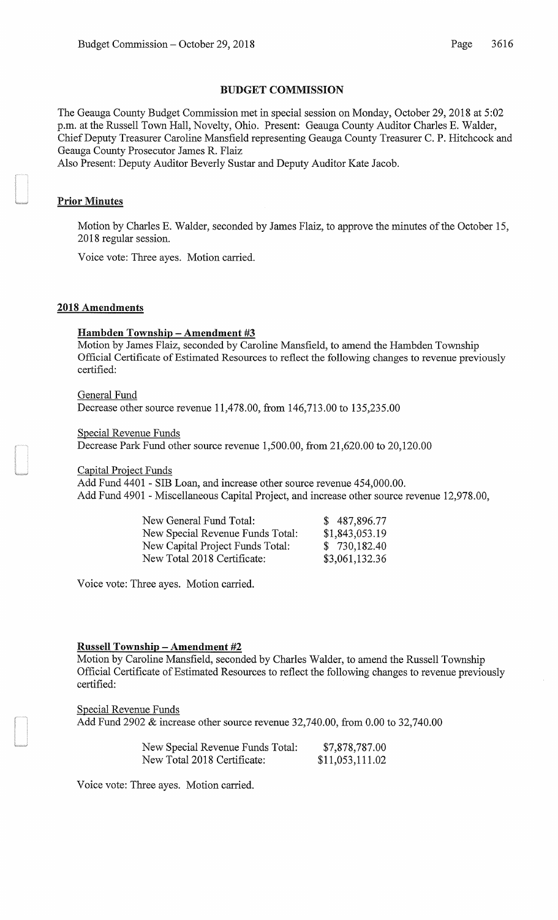# BUDGET COMMISSION

The Geauga County Budget Commission met in special session on Monday, October 29, 2018 at 5:02 p.m. at the Russell Town Hall, Novelty, Ohio. Present: Geauga County Auditor Charles E. Walder, Chief Deputy Treasurer Caroline Mansfield representing Geauga County Treasurer C. P. Hitchcock and Geauga County Prosecutor James R. Flaiz

Also Present: Deputy Auditor Beverly Sustar and Deputy Auditor Kate Jacob.

## Prior Minutes

Motion by Charles E. Walder, seconded by James Flaiz, to approve the minutes of the October 15, 2018 regular session.

Voice vote: Three ayes. Motion carried.

## 2018 Amendments

### Hambden Township – Amendment #3

Motion by James Flaiz, seconded by Caroline Mansfield, to amend the Hambden Township Official Certificate of Estimated Resources to reflect the following changes to revenue previously certified:

General Fund

Decrease other source revenue 11,478.00, from 146,713.00 to 135,235.00

Special Revenue Funds

Decrease Park Fund other source revenue 1,500.00, from 21,620.00 to 20,120.00

Capital Project Funds

Add Fund 4401 - SIB Loan, and increase other source revenue 454,000.00.

Add Fund 4901 - Miscellaneous Capital Project, and increase other source revenue 12,978.00,

| | |
|---|---|
| New General Fund Total: | $ 487,896.77 |
| New Special Revenue Funds Total: | $1,843,053.19 |
| New Capital Project Funds Total: | $ 730,182.40 |
| New Total 2018 Certificate: | $3,061,132.36 |

Voice vote: Three ayes. Motion carried.

### Russell Township – Amendment #2

Motion by Caroline Mansfield, seconded by Charles Walder, to amend the Russell Township Official Certificate of Estimated Resources to reflect the following changes to revenue previously certified:

Special Revenue Funds

Add Fund 2902 & increase other source revenue 32,740.00, from 0.00 to 32,740.00

| | |
|---|---|
| New Special Revenue Funds Total: | $7,878,787.00 |
| New Total 2018 Certificate: | $11,053,111.02 |

Voice vote: Three ayes. Motion carried.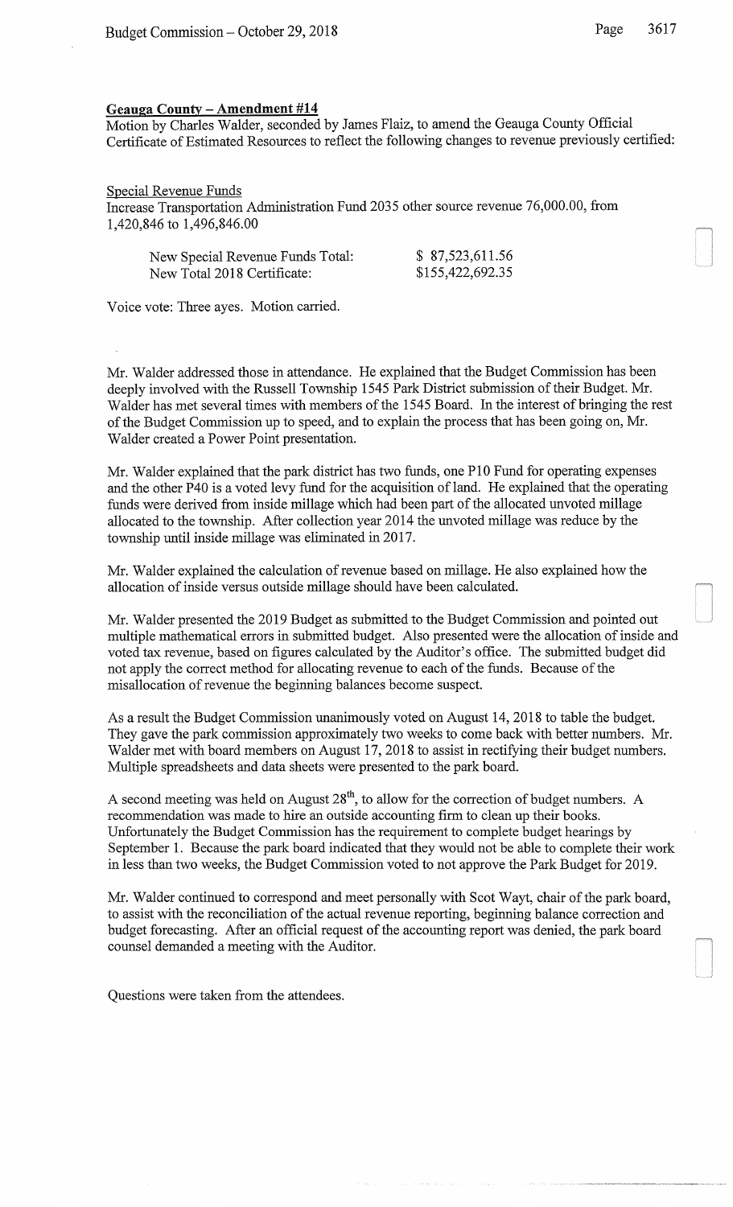**Geauga County – Amendment #14**

Motion by Charles Walder, seconded by James Flaiz, to amend the Geauga County Official Certificate of Estimated Resources to reflect the following changes to revenue previously certified:

Special Revenue Funds

Increase Transportation Administration Fund 2035 other source revenue 76,000.00, from 1,420,846 to 1,496,846.00

| | |
|---|---|
| New Special Revenue Funds Total: | $ 87,523,611.56 |
| New Total 2018 Certificate: | $155,422,692.35 |

Voice vote: Three ayes. Motion carried.

Mr. Walder addressed those in attendance. He explained that the Budget Commission has been deeply involved with the Russell Township 1545 Park District submission of their Budget. Mr. Walder has met several times with members of the 1545 Board. In the interest of bringing the rest of the Budget Commission up to speed, and to explain the process that has been going on, Mr. Walder created a Power Point presentation.

Mr. Walder explained that the park district has two funds, one P10 Fund for operating expenses and the other P40 is a voted levy fund for the acquisition of land. He explained that the operating funds were derived from inside millage which had been part of the allocated unvoted millage allocated to the township. After collection year 2014 the unvoted millage was reduce by the township until inside millage was eliminated in 2017.

Mr. Walder explained the calculation of revenue based on millage. He also explained how the allocation of inside versus outside millage should have been calculated.

Mr. Walder presented the 2019 Budget as submitted to the Budget Commission and pointed out multiple mathematical errors in submitted budget. Also presented were the allocation of inside and voted tax revenue, based on figures calculated by the Auditor's office. The submitted budget did not apply the correct method for allocating revenue to each of the funds. Because of the misallocation of revenue the beginning balances become suspect.

As a result the Budget Commission unanimously voted on August 14, 2018 to table the budget. They gave the park commission approximately two weeks to come back with better numbers. Mr. Walder met with board members on August 17, 2018 to assist in rectifying their budget numbers. Multiple spreadsheets and data sheets were presented to the park board.

A second meeting was held on August 28th, to allow for the correction of budget numbers. A recommendation was made to hire an outside accounting firm to clean up their books. Unfortunately the Budget Commission has the requirement to complete budget hearings by September 1. Because the park board indicated that they would not be able to complete their work in less than two weeks, the Budget Commission voted to not approve the Park Budget for 2019.

Mr. Walder continued to correspond and meet personally with Scot Wayt, chair of the park board, to assist with the reconciliation of the actual revenue reporting, beginning balance correction and budget forecasting. After an official request of the accounting report was denied, the park board counsel demanded a meeting with the Auditor.

Questions were taken from the attendees.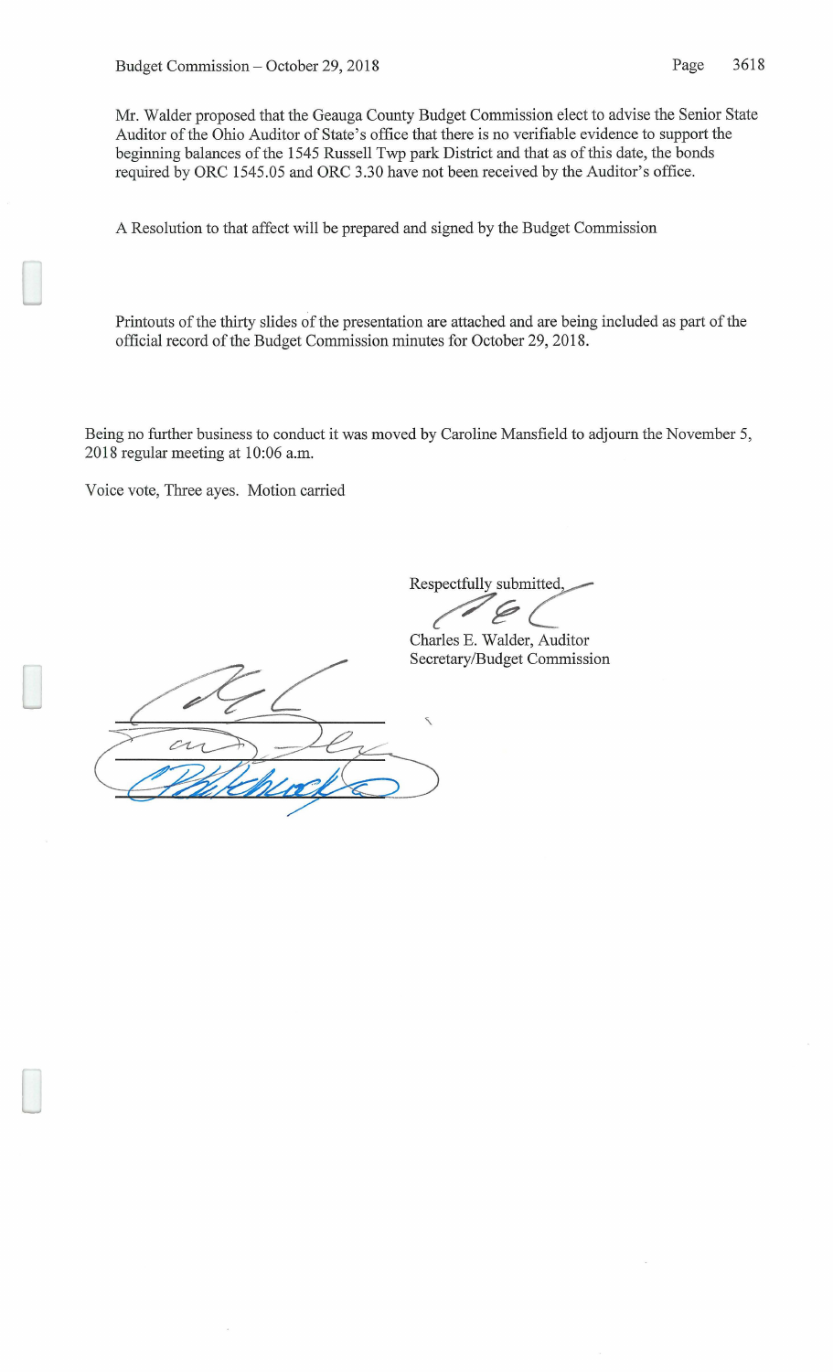Mr. Walder proposed that the Geauga County Budget Commission elect to advise the Senior State Auditor of the Ohio Auditor of State's office that there is no verifiable evidence to support the beginning balances of the 1545 Russell Twp park District and that as of this date, the bonds required by ORC 1545.05 and ORC 3.30 have not been received by the Auditor's office.

A Resolution to that affect will be prepared and signed by the Budget Commission

Printouts of the thirty slides of the presentation are attached and are being included as part of the official record of the Budget Commission minutes for October 29, 2018.

Being no further business to conduct it was moved by Caroline Mansfield to adjourn the November 5, 2018 regular meeting at 10:06 a.m.

Voice vote, Three ayes. Motion carried

Respectfully submitted,

Charles E. Walder, Auditor
Secretary/Budget Commission